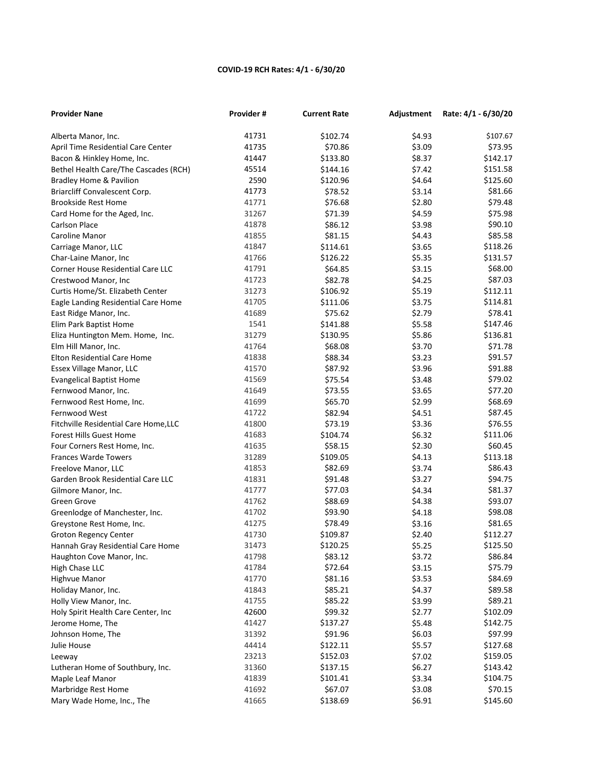**COVID-19 RCH Rates: 4/1 - 6/30/20**

| Provider Nane | Provider # | Current Rate | Adjustment | Rate: 4/1 - 6/30/20 |
|---|---|---|---|---|
| Alberta Manor, Inc. | 41731 | $102.74 | $4.93 | $107.67 |
| April Time Residential Care Center | 41735 | $70.86 | $3.09 | $73.95 |
| Bacon & Hinkley Home, Inc. | 41447 | $133.80 | $8.37 | $142.17 |
| Bethel Health Care/The Cascades (RCH) | 45514 | $144.16 | $7.42 | $151.58 |
| Bradley Home & Pavilion | 2590 | $120.96 | $4.64 | $125.60 |
| Briarcliff Convalescent Corp. | 41773 | $78.52 | $3.14 | $81.66 |
| Brookside Rest Home | 41771 | $76.68 | $2.80 | $79.48 |
| Card Home for the Aged, Inc. | 31267 | $71.39 | $4.59 | $75.98 |
| Carlson Place | 41878 | $86.12 | $3.98 | $90.10 |
| Caroline Manor | 41855 | $81.15 | $4.43 | $85.58 |
| Carriage Manor, LLC | 41847 | $114.61 | $3.65 | $118.26 |
| Char-Laine Manor, Inc | 41766 | $126.22 | $5.35 | $131.57 |
| Corner House Residential Care LLC | 41791 | $64.85 | $3.15 | $68.00 |
| Crestwood Manor, Inc | 41723 | $82.78 | $4.25 | $87.03 |
| Curtis Home/St. Elizabeth Center | 31273 | $106.92 | $5.19 | $112.11 |
| Eagle Landing Residential Care Home | 41705 | $111.06 | $3.75 | $114.81 |
| East Ridge Manor, Inc. | 41689 | $75.62 | $2.79 | $78.41 |
| Elim Park Baptist Home | 1541 | $141.88 | $5.58 | $147.46 |
| Eliza Huntington Mem. Home, Inc. | 31279 | $130.95 | $5.86 | $136.81 |
| Elm Hill Manor, Inc. | 41764 | $68.08 | $3.70 | $71.78 |
| Elton Residential Care Home | 41838 | $88.34 | $3.23 | $91.57 |
| Essex Village Manor, LLC | 41570 | $87.92 | $3.96 | $91.88 |
| Evangelical Baptist Home | 41569 | $75.54 | $3.48 | $79.02 |
| Fernwood Manor, Inc. | 41649 | $73.55 | $3.65 | $77.20 |
| Fernwood Rest Home, Inc. | 41699 | $65.70 | $2.99 | $68.69 |
| Fernwood West | 41722 | $82.94 | $4.51 | $87.45 |
| Fitchville Residential Care Home,LLC | 41800 | $73.19 | $3.36 | $76.55 |
| Forest Hills Guest Home | 41683 | $104.74 | $6.32 | $111.06 |
| Four Corners Rest Home, Inc. | 41635 | $58.15 | $2.30 | $60.45 |
| Frances Warde Towers | 31289 | $109.05 | $4.13 | $113.18 |
| Freelove Manor, LLC | 41853 | $82.69 | $3.74 | $86.43 |
| Garden Brook Residential Care LLC | 41831 | $91.48 | $3.27 | $94.75 |
| Gilmore Manor, Inc. | 41777 | $77.03 | $4.34 | $81.37 |
| Green Grove | 41762 | $88.69 | $4.38 | $93.07 |
| Greenlodge of Manchester, Inc. | 41702 | $93.90 | $4.18 | $98.08 |
| Greystone Rest Home, Inc. | 41275 | $78.49 | $3.16 | $81.65 |
| Groton Regency Center | 41730 | $109.87 | $2.40 | $112.27 |
| Hannah Gray Residential Care Home | 31473 | $120.25 | $5.25 | $125.50 |
| Haughton Cove Manor, Inc. | 41798 | $83.12 | $3.72 | $86.84 |
| High Chase LLC | 41784 | $72.64 | $3.15 | $75.79 |
| Highvue Manor | 41770 | $81.16 | $3.53 | $84.69 |
| Holiday Manor, Inc. | 41843 | $85.21 | $4.37 | $89.58 |
| Holly View Manor, Inc. | 41755 | $85.22 | $3.99 | $89.21 |
| Holy Spirit Health Care Center, Inc | 42600 | $99.32 | $2.77 | $102.09 |
| Jerome Home, The | 41427 | $137.27 | $5.48 | $142.75 |
| Johnson Home, The | 31392 | $91.96 | $6.03 | $97.99 |
| Julie House | 44414 | $122.11 | $5.57 | $127.68 |
| Leeway | 23213 | $152.03 | $7.02 | $159.05 |
| Lutheran Home of Southbury, Inc. | 31360 | $137.15 | $6.27 | $143.42 |
| Maple Leaf Manor | 41839 | $101.41 | $3.34 | $104.75 |
| Marbridge Rest Home | 41692 | $67.07 | $3.08 | $70.15 |
| Mary Wade Home, Inc., The | 41665 | $138.69 | $6.91 | $145.60 |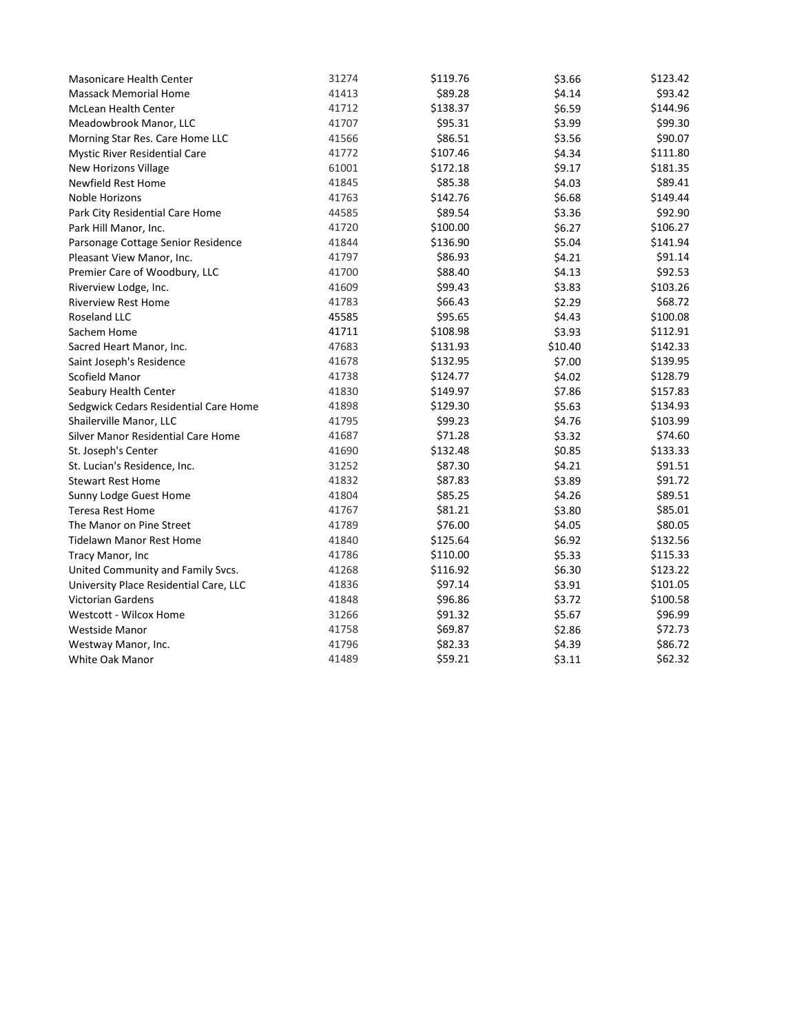| | | | | |
|---|---|---|---|---|
| Masonicare Health Center | 31274 | $119.76 | $3.66 | $123.42 |
| Massack Memorial Home | 41413 | $89.28 | $4.14 | $93.42 |
| McLean Health Center | 41712 | $138.37 | $6.59 | $144.96 |
| Meadowbrook Manor, LLC | 41707 | $95.31 | $3.99 | $99.30 |
| Morning Star Res. Care Home LLC | 41566 | $86.51 | $3.56 | $90.07 |
| Mystic River Residential Care | 41772 | $107.46 | $4.34 | $111.80 |
| New Horizons Village | 61001 | $172.18 | $9.17 | $181.35 |
| Newfield Rest Home | 41845 | $85.38 | $4.03 | $89.41 |
| Noble Horizons | 41763 | $142.76 | $6.68 | $149.44 |
| Park City Residential Care Home | 44585 | $89.54 | $3.36 | $92.90 |
| Park Hill Manor, Inc. | 41720 | $100.00 | $6.27 | $106.27 |
| Parsonage Cottage Senior Residence | 41844 | $136.90 | $5.04 | $141.94 |
| Pleasant View Manor, Inc. | 41797 | $86.93 | $4.21 | $91.14 |
| Premier Care of Woodbury, LLC | 41700 | $88.40 | $4.13 | $92.53 |
| Riverview Lodge, Inc. | 41609 | $99.43 | $3.83 | $103.26 |
| Riverview Rest Home | 41783 | $66.43 | $2.29 | $68.72 |
| Roseland LLC | 45585 | $95.65 | $4.43 | $100.08 |
| Sachem Home | 41711 | $108.98 | $3.93 | $112.91 |
| Sacred Heart Manor, Inc. | 47683 | $131.93 | $10.40 | $142.33 |
| Saint Joseph's Residence | 41678 | $132.95 | $7.00 | $139.95 |
| Scofield Manor | 41738 | $124.77 | $4.02 | $128.79 |
| Seabury Health Center | 41830 | $149.97 | $7.86 | $157.83 |
| Sedgwick Cedars Residential Care Home | 41898 | $129.30 | $5.63 | $134.93 |
| Shailerville Manor, LLC | 41795 | $99.23 | $4.76 | $103.99 |
| Silver Manor Residential Care Home | 41687 | $71.28 | $3.32 | $74.60 |
| St. Joseph's Center | 41690 | $132.48 | $0.85 | $133.33 |
| St. Lucian's Residence, Inc. | 31252 | $87.30 | $4.21 | $91.51 |
| Stewart Rest Home | 41832 | $87.83 | $3.89 | $91.72 |
| Sunny Lodge Guest Home | 41804 | $85.25 | $4.26 | $89.51 |
| Teresa Rest Home | 41767 | $81.21 | $3.80 | $85.01 |
| The Manor on Pine Street | 41789 | $76.00 | $4.05 | $80.05 |
| Tidelawn Manor Rest Home | 41840 | $125.64 | $6.92 | $132.56 |
| Tracy Manor, Inc | 41786 | $110.00 | $5.33 | $115.33 |
| United Community and Family Svcs. | 41268 | $116.92 | $6.30 | $123.22 |
| University Place Residential Care, LLC | 41836 | $97.14 | $3.91 | $101.05 |
| Victorian Gardens | 41848 | $96.86 | $3.72 | $100.58 |
| Westcott - Wilcox Home | 31266 | $91.32 | $5.67 | $96.99 |
| Westside Manor | 41758 | $69.87 | $2.86 | $72.73 |
| Westway Manor, Inc. | 41796 | $82.33 | $4.39 | $86.72 |
| White Oak Manor | 41489 | $59.21 | $3.11 | $62.32 |